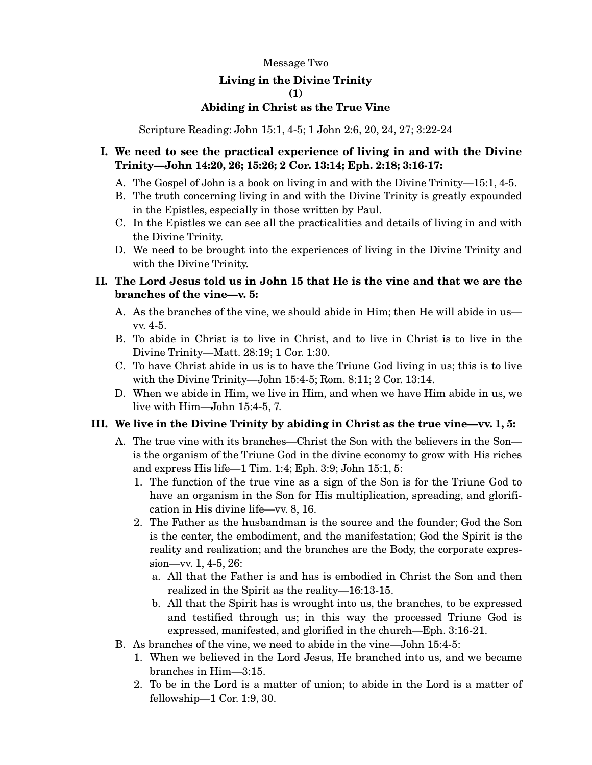Message Two

# Living in the Divine Trinity
## (1)
## Abiding in Christ as the True Vine

Scripture Reading: John 15:1, 4-5; 1 John 2:6, 20, 24, 27; 3:22-24

**I. We need to see the practical experience of living in and with the Divine Trinity—John 14:20, 26; 15:26; 2 Cor. 13:14; Eph. 2:18; 3:16-17:**

- A. The Gospel of John is a book on living in and with the Divine Trinity—15:1, 4-5.
- B. The truth concerning living in and with the Divine Trinity is greatly expounded in the Epistles, especially in those written by Paul.
- C. In the Epistles we can see all the practicalities and details of living in and with the Divine Trinity.
- D. We need to be brought into the experiences of living in the Divine Trinity and with the Divine Trinity.

**II. The Lord Jesus told us in John 15 that He is the vine and that we are the branches of the vine—v. 5:**

- A. As the branches of the vine, we should abide in Him; then He will abide in us—vv. 4-5.
- B. To abide in Christ is to live in Christ, and to live in Christ is to live in the Divine Trinity—Matt. 28:19; 1 Cor. 1:30.
- C. To have Christ abide in us is to have the Triune God living in us; this is to live with the Divine Trinity—John 15:4-5; Rom. 8:11; 2 Cor. 13:14.
- D. When we abide in Him, we live in Him, and when we have Him abide in us, we live with Him—John 15:4-5, 7.

**III. We live in the Divine Trinity by abiding in Christ as the true vine—vv. 1, 5:**

- A. The true vine with its branches—Christ the Son with the believers in the Son—is the organism of the Triune God in the divine economy to grow with His riches and express His life—1 Tim. 1:4; Eph. 3:9; John 15:1, 5:
  1. The function of the true vine as a sign of the Son is for the Triune God to have an organism in the Son for His multiplication, spreading, and glorification in His divine life—vv. 8, 16.
  2. The Father as the husbandman is the source and the founder; God the Son is the center, the embodiment, and the manifestation; God the Spirit is the reality and realization; and the branches are the Body, the corporate expression—vv. 1, 4-5, 26:
     - a. All that the Father is and has is embodied in Christ the Son and then realized in the Spirit as the reality—16:13-15.
     - b. All that the Spirit has is wrought into us, the branches, to be expressed and testified through us; in this way the processed Triune God is expressed, manifested, and glorified in the church—Eph. 3:16-21.
- B. As branches of the vine, we need to abide in the vine—John 15:4-5:
  1. When we believed in the Lord Jesus, He branched into us, and we became branches in Him—3:15.
  2. To be in the Lord is a matter of union; to abide in the Lord is a matter of fellowship—1 Cor. 1:9, 30.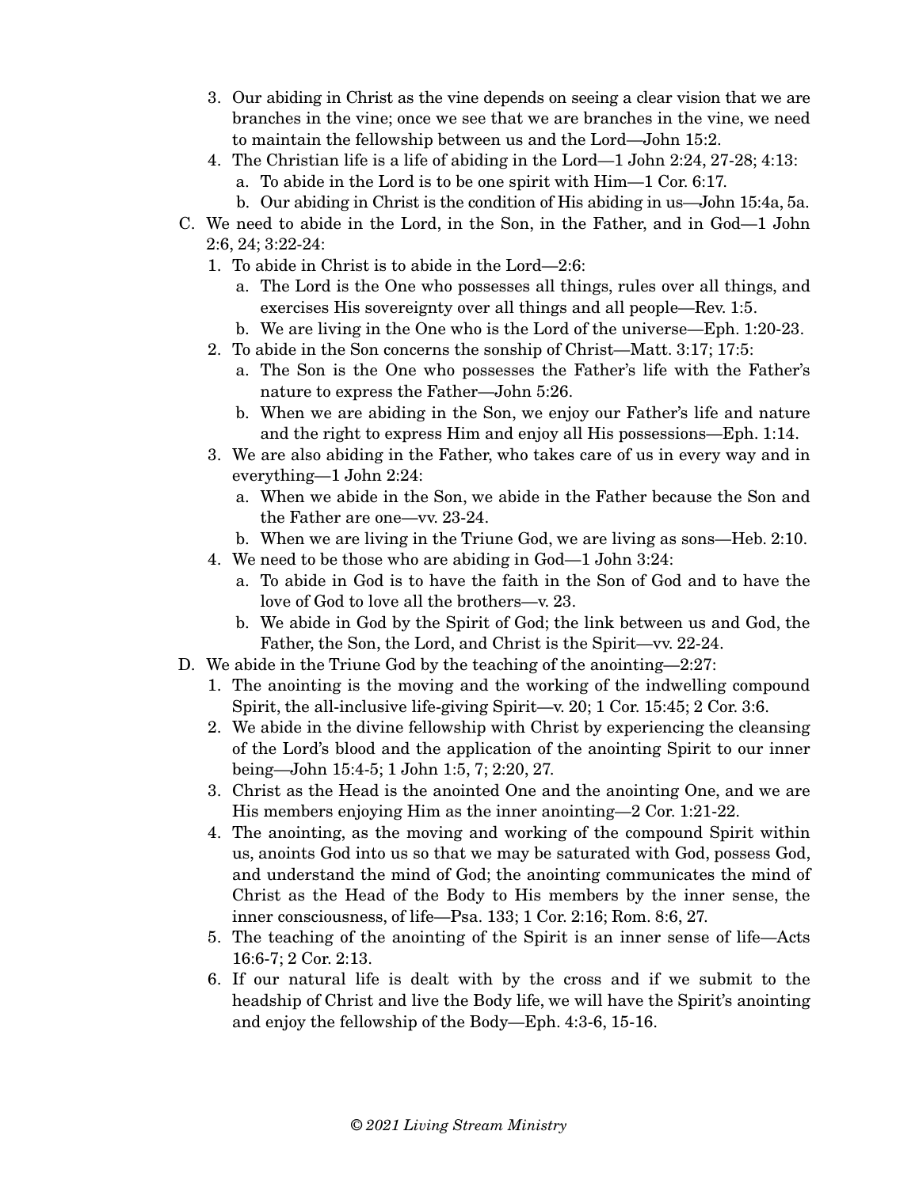3. Our abiding in Christ as the vine depends on seeing a clear vision that we are branches in the vine; once we see that we are branches in the vine, we need to maintain the fellowship between us and the Lord—John 15:2.
4. The Christian life is a life of abiding in the Lord—1 John 2:24, 27-28; 4:13:
   a. To abide in the Lord is to be one spirit with Him—1 Cor. 6:17.
   b. Our abiding in Christ is the condition of His abiding in us—John 15:4a, 5a.

C. We need to abide in the Lord, in the Son, in the Father, and in God—1 John 2:6, 24; 3:22-24:
   1. To abide in Christ is to abide in the Lord—2:6:
      a. The Lord is the One who possesses all things, rules over all things, and exercises His sovereignty over all things and all people—Rev. 1:5.
      b. We are living in the One who is the Lord of the universe—Eph. 1:20-23.
   2. To abide in the Son concerns the sonship of Christ—Matt. 3:17; 17:5:
      a. The Son is the One who possesses the Father's life with the Father's nature to express the Father—John 5:26.
      b. When we are abiding in the Son, we enjoy our Father's life and nature and the right to express Him and enjoy all His possessions—Eph. 1:14.
   3. We are also abiding in the Father, who takes care of us in every way and in everything—1 John 2:24:
      a. When we abide in the Son, we abide in the Father because the Son and the Father are one—vv. 23-24.
      b. When we are living in the Triune God, we are living as sons—Heb. 2:10.
   4. We need to be those who are abiding in God—1 John 3:24:
      a. To abide in God is to have the faith in the Son of God and to have the love of God to love all the brothers—v. 23.
      b. We abide in God by the Spirit of God; the link between us and God, the Father, the Son, the Lord, and Christ is the Spirit—vv. 22-24.

D. We abide in the Triune God by the teaching of the anointing—2:27:
   1. The anointing is the moving and the working of the indwelling compound Spirit, the all-inclusive life-giving Spirit—v. 20; 1 Cor. 15:45; 2 Cor. 3:6.
   2. We abide in the divine fellowship with Christ by experiencing the cleansing of the Lord's blood and the application of the anointing Spirit to our inner being—John 15:4-5; 1 John 1:5, 7; 2:20, 27.
   3. Christ as the Head is the anointed One and the anointing One, and we are His members enjoying Him as the inner anointing—2 Cor. 1:21-22.
   4. The anointing, as the moving and working of the compound Spirit within us, anoints God into us so that we may be saturated with God, possess God, and understand the mind of God; the anointing communicates the mind of Christ as the Head of the Body to His members by the inner sense, the inner consciousness, of life—Psa. 133; 1 Cor. 2:16; Rom. 8:6, 27.
   5. The teaching of the anointing of the Spirit is an inner sense of life—Acts 16:6-7; 2 Cor. 2:13.
   6. If our natural life is dealt with by the cross and if we submit to the headship of Christ and live the Body life, we will have the Spirit's anointing and enjoy the fellowship of the Body—Eph. 4:3-6, 15-16.

*© 2021 Living Stream Ministry*